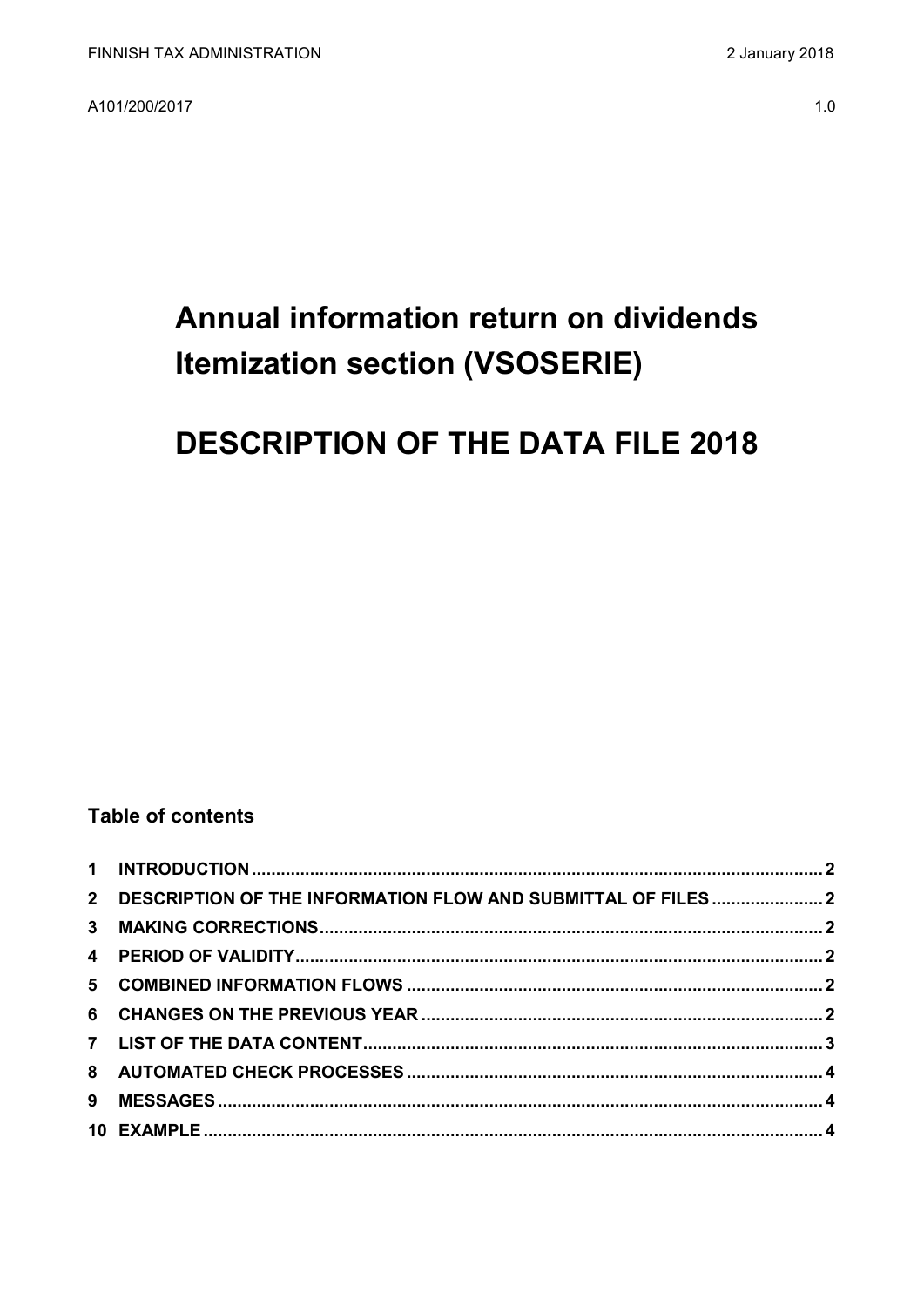FINNISH TAX ADMINISTRATION 2 January 2018

A101/200/2017 1.0

# Annual information return on dividends Itemization section (VSOSERIE)

# DESCRIPTION OF THE DATA FILE 2018

## Table of contents

1 INTRODUCTION .......... 2
2 DESCRIPTION OF THE INFORMATION FLOW AND SUBMITTAL OF FILES .......... 2
3 MAKING CORRECTIONS .......... 2
4 PERIOD OF VALIDITY .......... 2
5 COMBINED INFORMATION FLOWS .......... 2
6 CHANGES ON THE PREVIOUS YEAR .......... 2
7 LIST OF THE DATA CONTENT .......... 3
8 AUTOMATED CHECK PROCESSES .......... 4
9 MESSAGES .......... 4
10 EXAMPLE .......... 4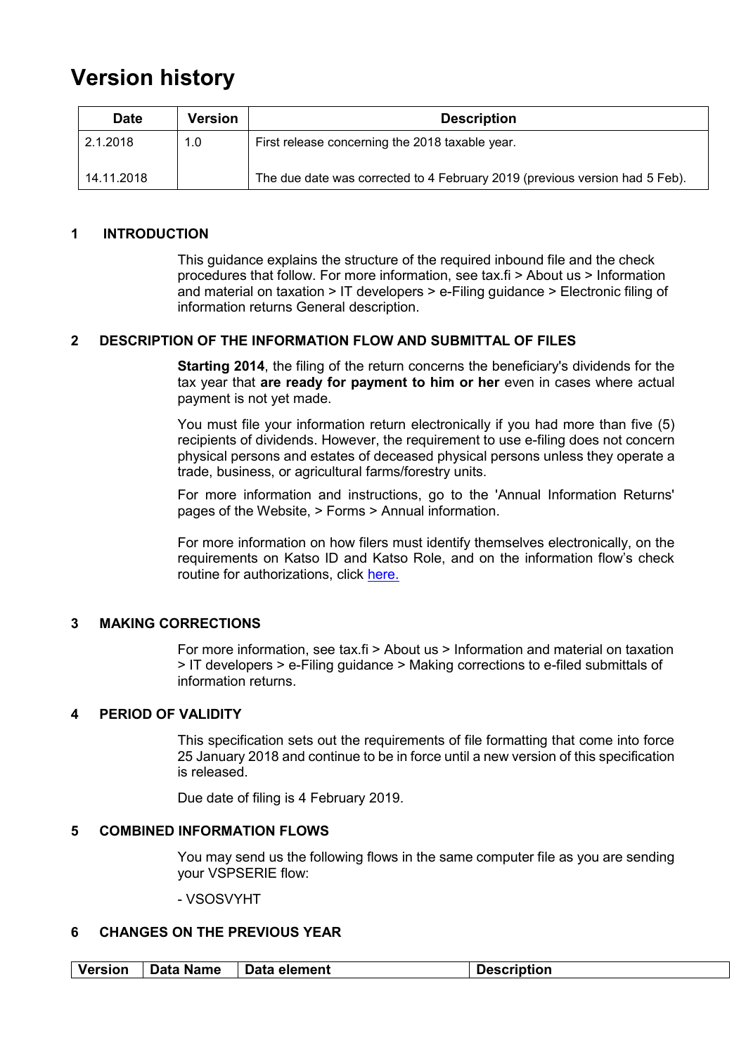# Version history

| Date | Version | Description |
| --- | --- | --- |
| 2.1.2018 | 1.0 | First release concerning the 2018 taxable year. |
| 14.11.2018 | | The due date was corrected to 4 February 2019 (previous version had 5 Feb). |

## 1 INTRODUCTION

This guidance explains the structure of the required inbound file and the check procedures that follow. For more information, see tax.fi > About us > Information and material on taxation > IT developers > e-Filing guidance > Electronic filing of information returns General description.

## 2 DESCRIPTION OF THE INFORMATION FLOW AND SUBMITTAL OF FILES

**Starting 2014**, the filing of the return concerns the beneficiary's dividends for the tax year that **are ready for payment to him or her** even in cases where actual payment is not yet made.

You must file your information return electronically if you had more than five (5) recipients of dividends. However, the requirement to use e-filing does not concern physical persons and estates of deceased physical persons unless they operate a trade, business, or agricultural farms/forestry units.

For more information and instructions, go to the 'Annual Information Returns' pages of the Website, > Forms > Annual information.

For more information on how filers must identify themselves electronically, on the requirements on Katso ID and Katso Role, and on the information flow's check routine for authorizations, click here.

## 3 MAKING CORRECTIONS

For more information, see tax.fi > About us > Information and material on taxation > IT developers > e-Filing guidance > Making corrections to e-filed submittals of information returns.

## 4 PERIOD OF VALIDITY

This specification sets out the requirements of file formatting that come into force 25 January 2018 and continue to be in force until a new version of this specification is released.

Due date of filing is 4 February 2019.

## 5 COMBINED INFORMATION FLOWS

You may send us the following flows in the same computer file as you are sending your VSPSERIE flow:

- VSOSVYHT

## 6 CHANGES ON THE PREVIOUS YEAR

| Version | Data Name | Data element | Description |
| --- | --- | --- | --- |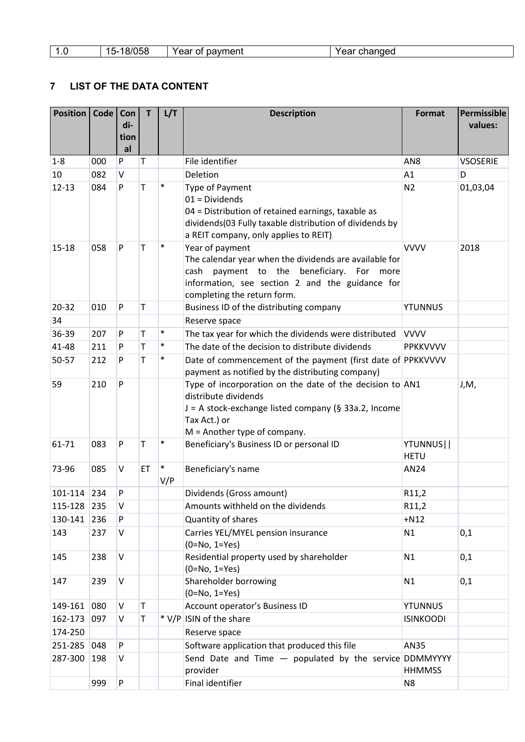| 1.0 | 15-18/058 | Year of payment | Year changed |
|---|---|---|---|

## 7 LIST OF THE DATA CONTENT

| Position | Code | Conditional | T | L/T | Description | Format | Permissible values: |
|---|---|---|---|---|---|---|---|
| 1-8 | 000 | P | T | | File identifier | AN8 | VSOSERIE |
| 10 | 082 | V | | | Deletion | A1 | D |
| 12-13 | 084 | P | T | * | Type of Payment<br>01 = Dividends<br>04 = Distribution of retained earnings, taxable as dividends(03 Fully taxable distribution of dividends by a REIT company, only applies to REIT) | N2 | 01,03,04 |
| 15-18 | 058 | P | T | * | Year of payment<br>The calendar year when the dividends are available for cash payment to the beneficiary. For more information, see section 2 and the guidance for completing the return form. | VVVV | 2018 |
| 20-32 | 010 | P | T | | Business ID of the distributing company | YTUNNUS | |
| 34 | | | | | Reserve space | | |
| 36-39 | 207 | P | T | * | The tax year for which the dividends were distributed | VVVV | |
| 41-48 | 211 | P | T | * | The date of the decision to distribute dividends | PPKKVVVV | |
| 50-57 | 212 | P | T | * | Date of commencement of the payment (first date of payment as notified by the distributing company) | PPKKVVVV | |
| 59 | 210 | P | | | Type of incorporation on the date of the decision to distribute dividends<br>J = A stock-exchange listed company (§ 33a.2, Income Tax Act.) or<br>M = Another type of company. | AN1 | J,M, |
| 61-71 | 083 | P | T | * | Beneficiary's Business ID or personal ID | YTUNNUS\|\|HETU | |
| 73-96 | 085 | V | ET | * V/P | Beneficiary's name | AN24 | |
| 101-114 | 234 | P | | | Dividends (Gross amount) | R11,2 | |
| 115-128 | 235 | V | | | Amounts withheld on the dividends | R11,2 | |
| 130-141 | 236 | P | | | Quantity of shares | +N12 | |
| 143 | 237 | V | | | Carries YEL/MYEL pension insurance<br>(0=No, 1=Yes) | N1 | 0,1 |
| 145 | 238 | V | | | Residential property used by shareholder<br>(0=No, 1=Yes) | N1 | 0,1 |
| 147 | 239 | V | | | Shareholder borrowing<br>(0=No, 1=Yes) | N1 | 0,1 |
| 149-161 | 080 | V | T | | Account operator's Business ID | YTUNNUS | |
| 162-173 | 097 | V | T | * V/P | ISIN of the share | ISINKOODI | |
| 174-250 | | | | | Reserve space | | |
| 251-285 | 048 | P | | | Software application that produced this file | AN35 | |
| 287-300 | 198 | V | | | Send Date and Time — populated by the service provider | DDMMYYYY HHMMSS | |
| | 999 | P | | | Final identifier | N8 | |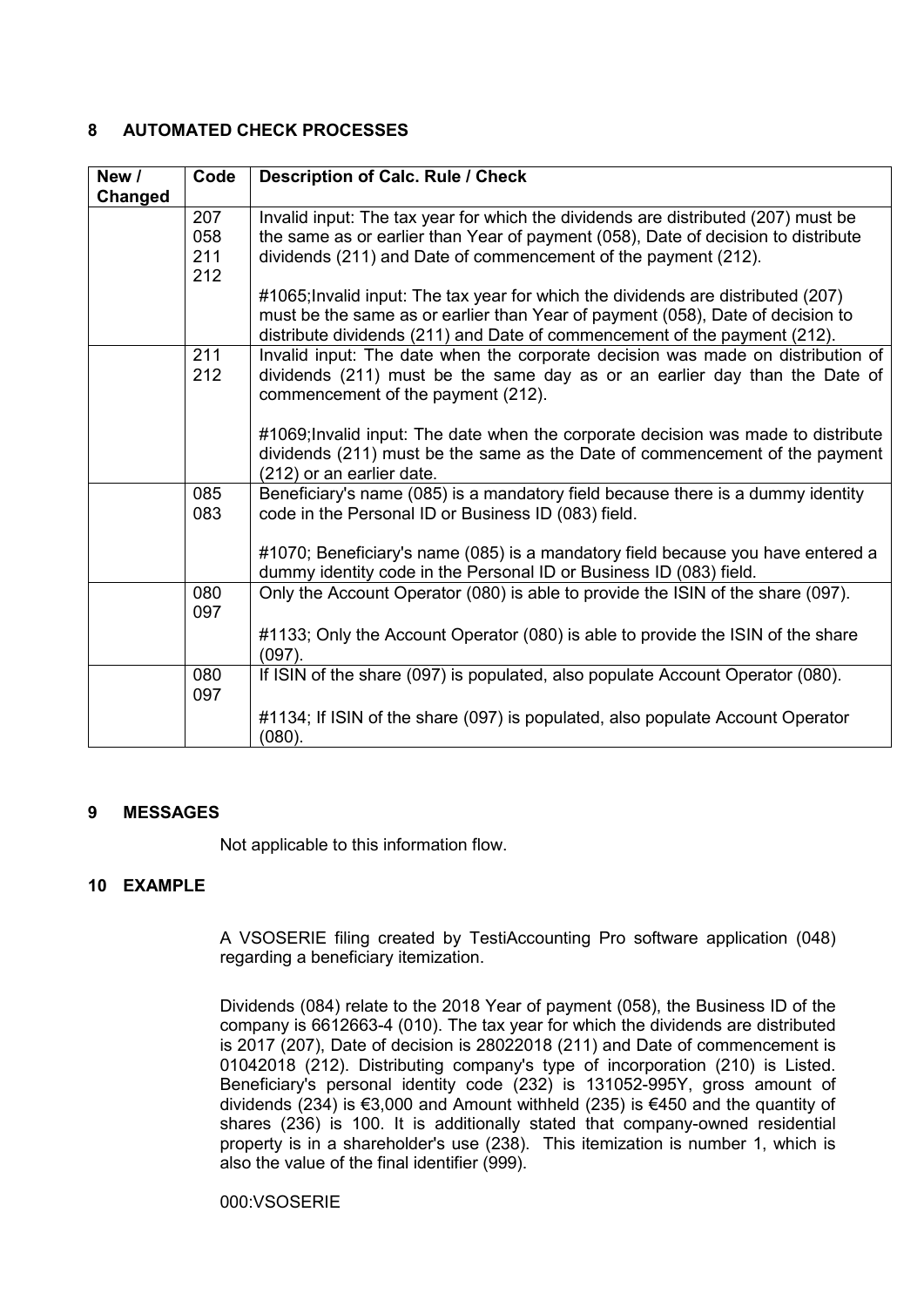## 8 AUTOMATED CHECK PROCESSES

| New / Changed | Code | Description of Calc. Rule / Check |
|---|---|---|
| | 207<br>058<br>211<br>212 | Invalid input: The tax year for which the dividends are distributed (207) must be the same as or earlier than Year of payment (058), Date of decision to distribute dividends (211) and Date of commencement of the payment (212).<br><br>#1065;Invalid input: The tax year for which the dividends are distributed (207) must be the same as or earlier than Year of payment (058), Date of decision to distribute dividends (211) and Date of commencement of the payment (212). |
| | 211<br>212 | Invalid input: The date when the corporate decision was made on distribution of dividends (211) must be the same day as or an earlier day than the Date of commencement of the payment (212).<br><br>#1069;Invalid input: The date when the corporate decision was made to distribute dividends (211) must be the same as the Date of commencement of the payment (212) or an earlier date. |
| | 085<br>083 | Beneficiary's name (085) is a mandatory field because there is a dummy identity code in the Personal ID or Business ID (083) field.<br><br>#1070; Beneficiary's name (085) is a mandatory field because you have entered a dummy identity code in the Personal ID or Business ID (083) field. |
| | 080<br>097 | Only the Account Operator (080) is able to provide the ISIN of the share (097).<br><br>#1133; Only the Account Operator (080) is able to provide the ISIN of the share (097). |
| | 080<br>097 | If ISIN of the share (097) is populated, also populate Account Operator (080).<br><br>#1134; If ISIN of the share (097) is populated, also populate Account Operator (080). |

## 9 MESSAGES

Not applicable to this information flow.

## 10 EXAMPLE

A VSOSERIE filing created by TestiAccounting Pro software application (048) regarding a beneficiary itemization.

Dividends (084) relate to the 2018 Year of payment (058), the Business ID of the company is 6612663-4 (010). The tax year for which the dividends are distributed is 2017 (207), Date of decision is 28022018 (211) and Date of commencement is 01042018 (212). Distributing company's type of incorporation (210) is Listed. Beneficiary's personal identity code (232) is 131052-995Y, gross amount of dividends (234) is €3,000 and Amount withheld (235) is €450 and the quantity of shares (236) is 100. It is additionally stated that company-owned residential property is in a shareholder's use (238). This itemization is number 1, which is also the value of the final identifier (999).

000:VSOSERIE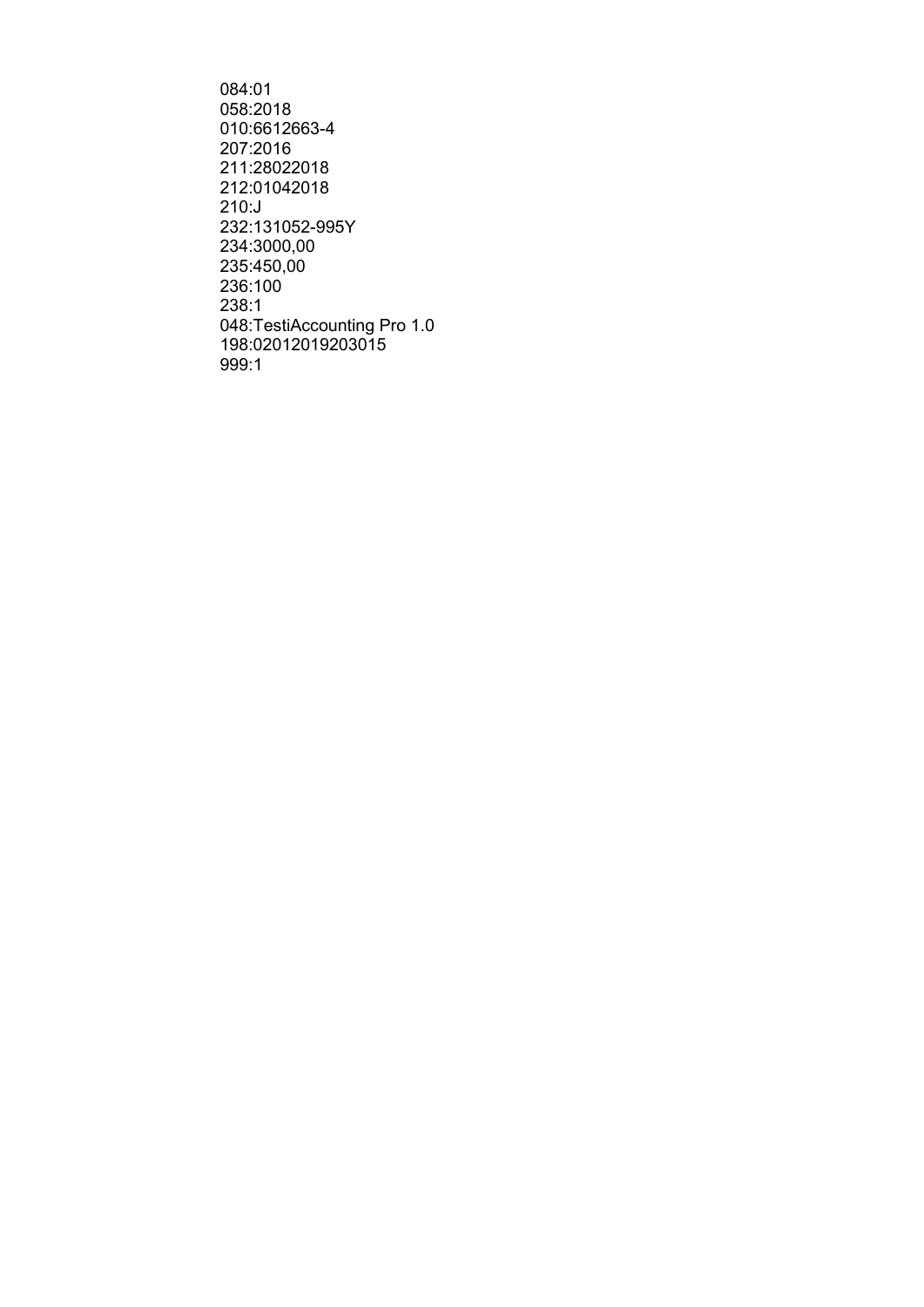084:01  
058:2018  
010:6612663-4  
207:2016  
211:28022018  
212:01042018  
210:J  
232:131052-995Y  
234:3000,00  
235:450,00  
236:100  
238:1  
048:TestiAccounting Pro 1.0  
198:02012019203015  
999:1